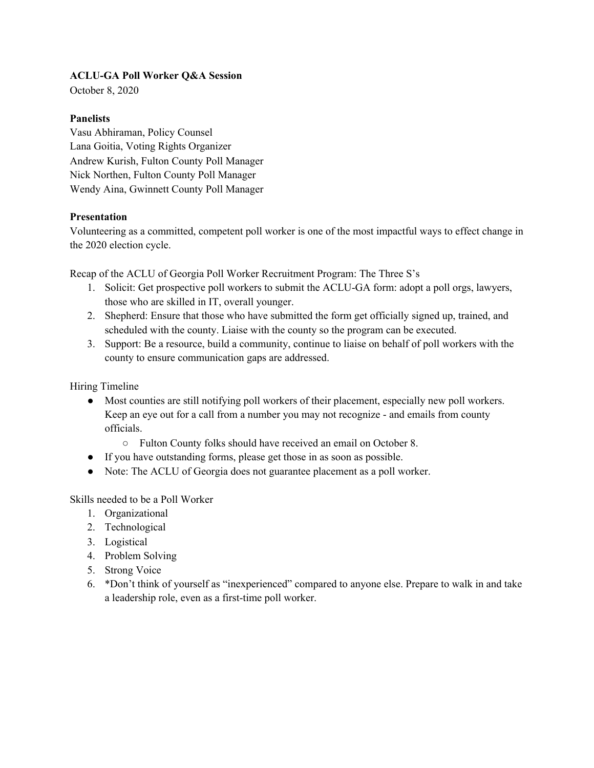**ACLU-GA Poll Worker Q&A Session**

October 8, 2020

**Panelists**

Vasu Abhiraman, Policy Counsel
Lana Goitia, Voting Rights Organizer
Andrew Kurish, Fulton County Poll Manager
Nick Northen, Fulton County Poll Manager
Wendy Aina, Gwinnett County Poll Manager

**Presentation**

Volunteering as a committed, competent poll worker is one of the most impactful ways to effect change in the 2020 election cycle.

Recap of the ACLU of Georgia Poll Worker Recruitment Program: The Three S's

1. Solicit: Get prospective poll workers to submit the ACLU-GA form: adopt a poll orgs, lawyers, those who are skilled in IT, overall younger.
2. Shepherd: Ensure that those who have submitted the form get officially signed up, trained, and scheduled with the county. Liaise with the county so the program can be executed.
3. Support: Be a resource, build a community, continue to liaise on behalf of poll workers with the county to ensure communication gaps are addressed.

Hiring Timeline

- Most counties are still notifying poll workers of their placement, especially new poll workers. Keep an eye out for a call from a number you may not recognize - and emails from county officials.
  - Fulton County folks should have received an email on October 8.
- If you have outstanding forms, please get those in as soon as possible.
- Note: The ACLU of Georgia does not guarantee placement as a poll worker.

Skills needed to be a Poll Worker

1. Organizational
2. Technological
3. Logistical
4. Problem Solving
5. Strong Voice
6. *Don't think of yourself as "inexperienced" compared to anyone else. Prepare to walk in and take a leadership role, even as a first-time poll worker.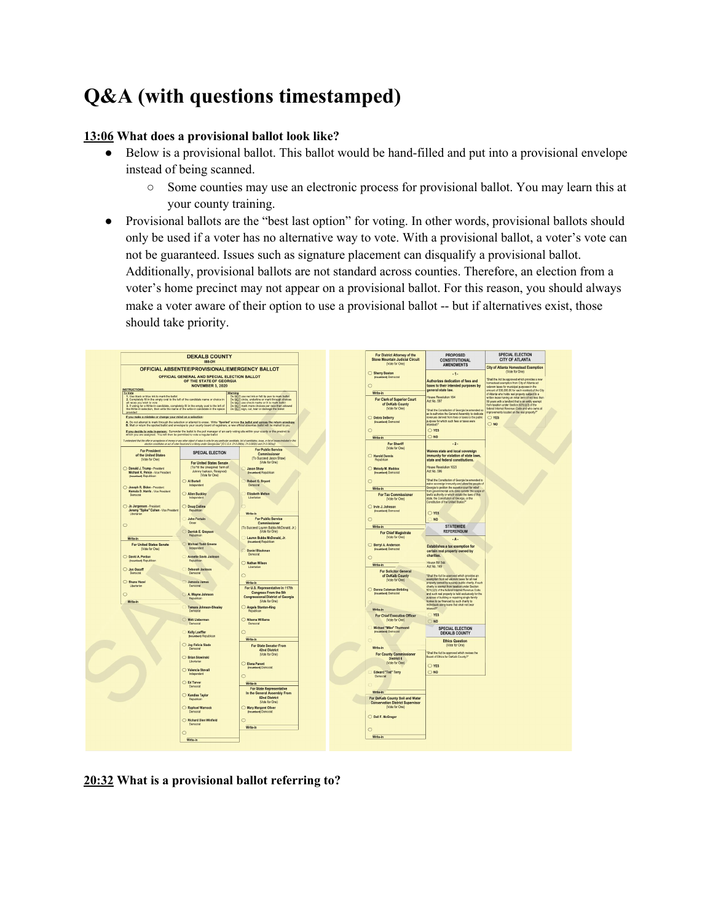# Q&A (with questions timestamped)

**13:06 What does a provisional ballot look like?**

- Below is a provisional ballot. This ballot would be hand-filled and put into a provisional envelope instead of being scanned.
    - Some counties may use an electronic process for provisional ballot. You may learn this at your county training.
- Provisional ballots are the "best last option" for voting. In other words, provisional ballots should only be used if a voter has no alternative way to vote. With a provisional ballot, a voter's vote can not be guaranteed. Issues such as signature placement can disqualify a provisional ballot. Additionally, provisional ballots are not standard across counties. Therefore, an election from a voter's home precinct may not appear on a provisional ballot. For this reason, you should always make a voter aware of their option to use a provisional ballot -- but if alternatives exist, those should take priority.

**20:32 What is a provisional ballot referring to?**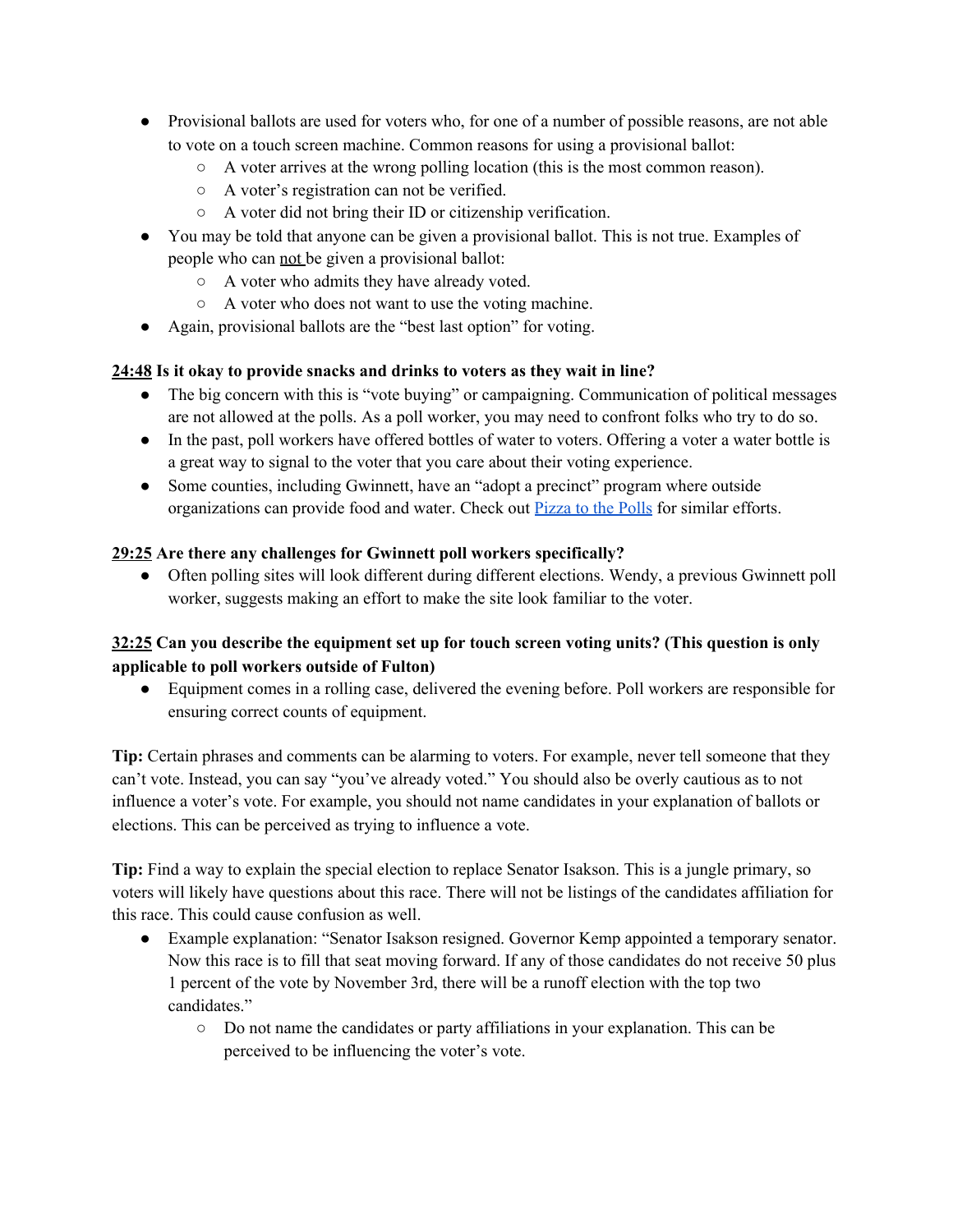- Provisional ballots are used for voters who, for one of a number of possible reasons, are not able to vote on a touch screen machine. Common reasons for using a provisional ballot:
  - A voter arrives at the wrong polling location (this is the most common reason).
  - A voter's registration can not be verified.
  - A voter did not bring their ID or citizenship verification.
- You may be told that anyone can be given a provisional ballot. This is not true. Examples of people who can not be given a provisional ballot:
  - A voter who admits they have already voted.
  - A voter who does not want to use the voting machine.
- Again, provisional ballots are the "best last option" for voting.

**24:48 Is it okay to provide snacks and drinks to voters as they wait in line?**

- The big concern with this is "vote buying" or campaigning. Communication of political messages are not allowed at the polls. As a poll worker, you may need to confront folks who try to do so.
- In the past, poll workers have offered bottles of water to voters. Offering a voter a water bottle is a great way to signal to the voter that you care about their voting experience.
- Some counties, including Gwinnett, have an "adopt a precinct" program where outside organizations can provide food and water. Check out Pizza to the Polls for similar efforts.

**29:25 Are there any challenges for Gwinnett poll workers specifically?**

- Often polling sites will look different during different elections. Wendy, a previous Gwinnett poll worker, suggests making an effort to make the site look familiar to the voter.

**32:25 Can you describe the equipment set up for touch screen voting units? (This question is only applicable to poll workers outside of Fulton)**

- Equipment comes in a rolling case, delivered the evening before. Poll workers are responsible for ensuring correct counts of equipment.

**Tip:** Certain phrases and comments can be alarming to voters. For example, never tell someone that they can't vote. Instead, you can say "you've already voted." You should also be overly cautious as to not influence a voter's vote. For example, you should not name candidates in your explanation of ballots or elections. This can be perceived as trying to influence a vote.

**Tip:** Find a way to explain the special election to replace Senator Isakson. This is a jungle primary, so voters will likely have questions about this race. There will not be listings of the candidates affiliation for this race. This could cause confusion as well.

- Example explanation: "Senator Isakson resigned. Governor Kemp appointed a temporary senator. Now this race is to fill that seat moving forward. If any of those candidates do not receive 50 plus 1 percent of the vote by November 3rd, there will be a runoff election with the top two candidates."
  - Do not name the candidates or party affiliations in your explanation. This can be perceived to be influencing the voter's vote.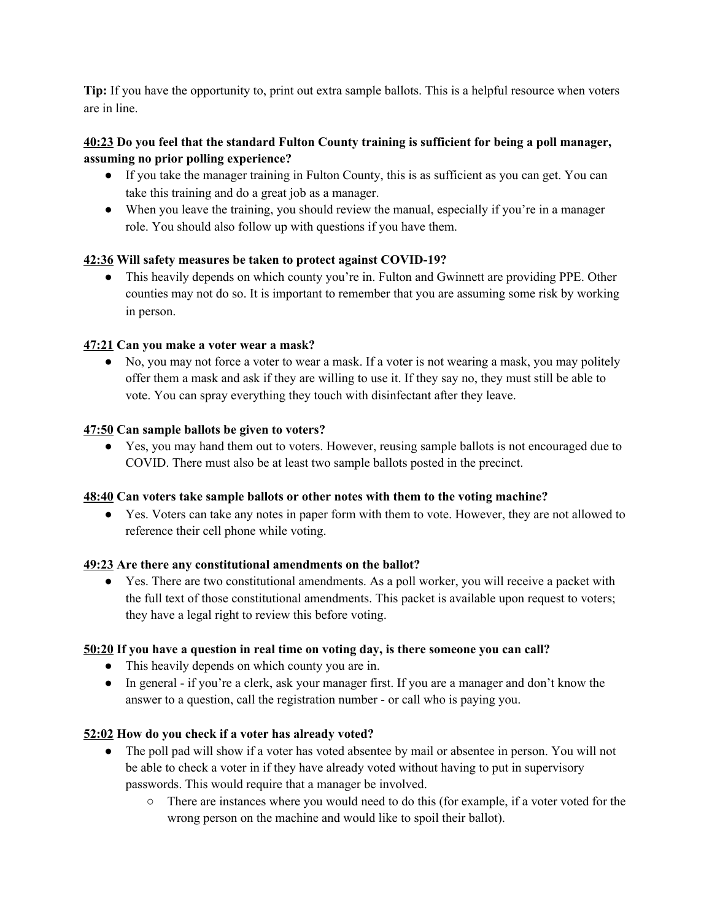**Tip:** If you have the opportunity to, print out extra sample ballots. This is a helpful resource when voters are in line.

**40:23 Do you feel that the standard Fulton County training is sufficient for being a poll manager, assuming no prior polling experience?**

- If you take the manager training in Fulton County, this is as sufficient as you can get. You can take this training and do a great job as a manager.
- When you leave the training, you should review the manual, especially if you're in a manager role. You should also follow up with questions if you have them.

**42:36 Will safety measures be taken to protect against COVID-19?**

- This heavily depends on which county you're in. Fulton and Gwinnett are providing PPE. Other counties may not do so. It is important to remember that you are assuming some risk by working in person.

**47:21 Can you make a voter wear a mask?**

- No, you may not force a voter to wear a mask. If a voter is not wearing a mask, you may politely offer them a mask and ask if they are willing to use it. If they say no, they must still be able to vote. You can spray everything they touch with disinfectant after they leave.

**47:50 Can sample ballots be given to voters?**

- Yes, you may hand them out to voters. However, reusing sample ballots is not encouraged due to COVID. There must also be at least two sample ballots posted in the precinct.

**48:40 Can voters take sample ballots or other notes with them to the voting machine?**

- Yes. Voters can take any notes in paper form with them to vote. However, they are not allowed to reference their cell phone while voting.

**49:23 Are there any constitutional amendments on the ballot?**

- Yes. There are two constitutional amendments. As a poll worker, you will receive a packet with the full text of those constitutional amendments. This packet is available upon request to voters; they have a legal right to review this before voting.

**50:20 If you have a question in real time on voting day, is there someone you can call?**

- This heavily depends on which county you are in.
- In general - if you're a clerk, ask your manager first. If you are a manager and don't know the answer to a question, call the registration number - or call who is paying you.

**52:02 How do you check if a voter has already voted?**

- The poll pad will show if a voter has voted absentee by mail or absentee in person. You will not be able to check a voter in if they have already voted without having to put in supervisory passwords. This would require that a manager be involved.
  - There are instances where you would need to do this (for example, if a voter voted for the wrong person on the machine and would like to spoil their ballot).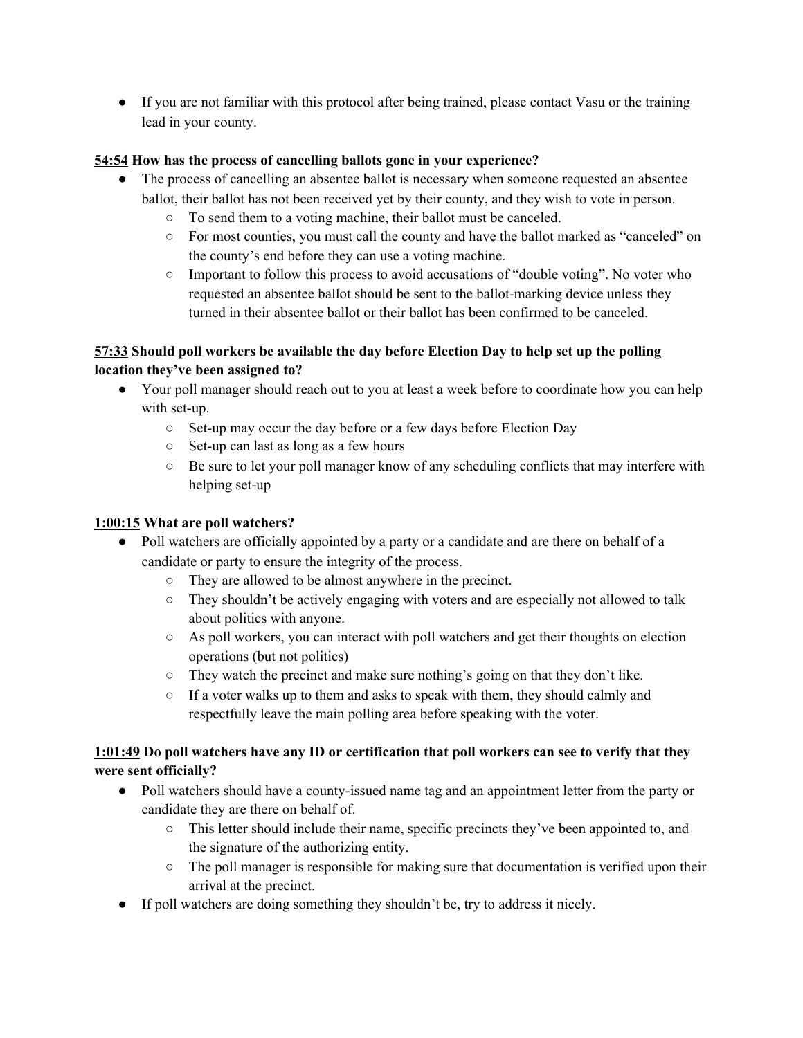- If you are not familiar with this protocol after being trained, please contact Vasu or the training lead in your county.

**54:54 How has the process of cancelling ballots gone in your experience?**

- The process of cancelling an absentee ballot is necessary when someone requested an absentee ballot, their ballot has not been received yet by their county, and they wish to vote in person.
    - To send them to a voting machine, their ballot must be canceled.
    - For most counties, you must call the county and have the ballot marked as "canceled" on the county's end before they can use a voting machine.
    - Important to follow this process to avoid accusations of "double voting". No voter who requested an absentee ballot should be sent to the ballot-marking device unless they turned in their absentee ballot or their ballot has been confirmed to be canceled.

**57:33 Should poll workers be available the day before Election Day to help set up the polling location they've been assigned to?**

- Your poll manager should reach out to you at least a week before to coordinate how you can help with set-up.
    - Set-up may occur the day before or a few days before Election Day
    - Set-up can last as long as a few hours
    - Be sure to let your poll manager know of any scheduling conflicts that may interfere with helping set-up

**1:00:15 What are poll watchers?**

- Poll watchers are officially appointed by a party or a candidate and are there on behalf of a candidate or party to ensure the integrity of the process.
    - They are allowed to be almost anywhere in the precinct.
    - They shouldn't be actively engaging with voters and are especially not allowed to talk about politics with anyone.
    - As poll workers, you can interact with poll watchers and get their thoughts on election operations (but not politics)
    - They watch the precinct and make sure nothing's going on that they don't like.
    - If a voter walks up to them and asks to speak with them, they should calmly and respectfully leave the main polling area before speaking with the voter.

**1:01:49 Do poll watchers have any ID or certification that poll workers can see to verify that they were sent officially?**

- Poll watchers should have a county-issued name tag and an appointment letter from the party or candidate they are there on behalf of.
    - This letter should include their name, specific precincts they've been appointed to, and the signature of the authorizing entity.
    - The poll manager is responsible for making sure that documentation is verified upon their arrival at the precinct.
- If poll watchers are doing something they shouldn't be, try to address it nicely.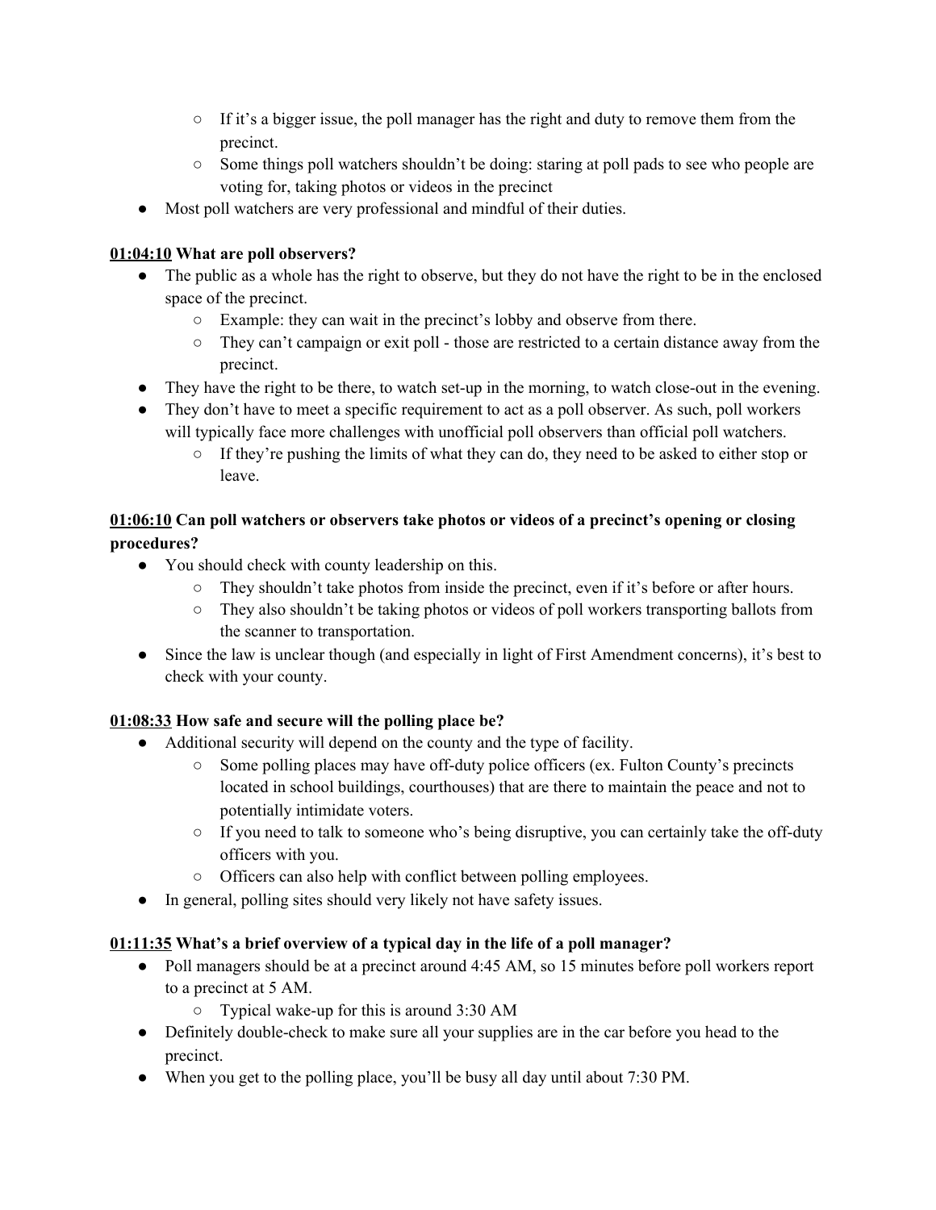- If it's a bigger issue, the poll manager has the right and duty to remove them from the precinct.
    - Some things poll watchers shouldn't be doing: staring at poll pads to see who people are voting for, taking photos or videos in the precinct
- Most poll watchers are very professional and mindful of their duties.

**<u>01:04:10</u> What are poll observers?**

- The public as a whole has the right to observe, but they do not have the right to be in the enclosed space of the precinct.
    - Example: they can wait in the precinct's lobby and observe from there.
    - They can't campaign or exit poll - those are restricted to a certain distance away from the precinct.
- They have the right to be there, to watch set-up in the morning, to watch close-out in the evening.
- They don't have to meet a specific requirement to act as a poll observer. As such, poll workers will typically face more challenges with unofficial poll observers than official poll watchers.
    - If they're pushing the limits of what they can do, they need to be asked to either stop or leave.

**<u>01:06:10</u> Can poll watchers or observers take photos or videos of a precinct's opening or closing procedures?**

- You should check with county leadership on this.
    - They shouldn't take photos from inside the precinct, even if it's before or after hours.
    - They also shouldn't be taking photos or videos of poll workers transporting ballots from the scanner to transportation.
- Since the law is unclear though (and especially in light of First Amendment concerns), it's best to check with your county.

**<u>01:08:33</u> How safe and secure will the polling place be?**

- Additional security will depend on the county and the type of facility.
    - Some polling places may have off-duty police officers (ex. Fulton County's precincts located in school buildings, courthouses) that are there to maintain the peace and not to potentially intimidate voters.
    - If you need to talk to someone who's being disruptive, you can certainly take the off-duty officers with you.
    - Officers can also help with conflict between polling employees.
- In general, polling sites should very likely not have safety issues.

**<u>01:11:35</u> What's a brief overview of a typical day in the life of a poll manager?**

- Poll managers should be at a precinct around 4:45 AM, so 15 minutes before poll workers report to a precinct at 5 AM.
    - Typical wake-up for this is around 3:30 AM
- Definitely double-check to make sure all your supplies are in the car before you head to the precinct.
- When you get to the polling place, you'll be busy all day until about 7:30 PM.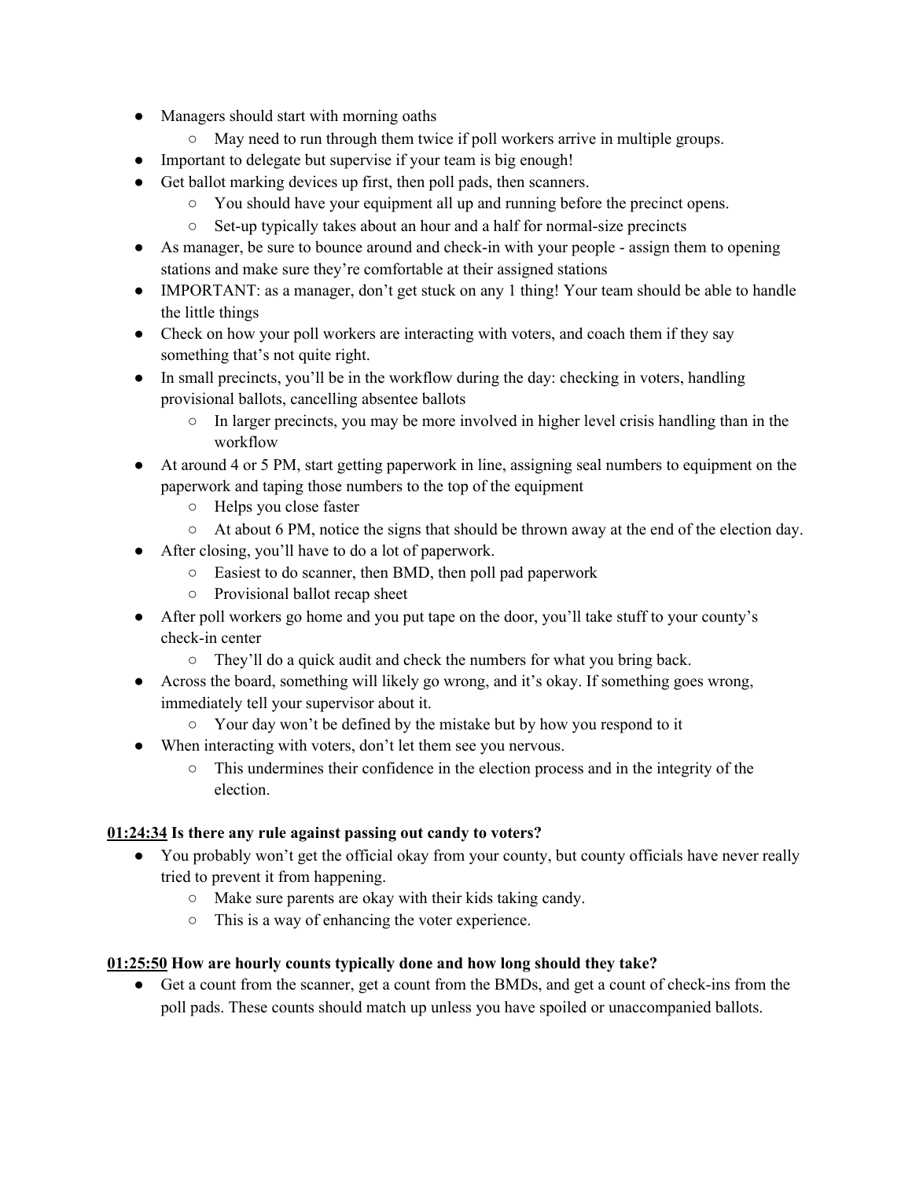- Managers should start with morning oaths
  - May need to run through them twice if poll workers arrive in multiple groups.
- Important to delegate but supervise if your team is big enough!
- Get ballot marking devices up first, then poll pads, then scanners.
  - You should have your equipment all up and running before the precinct opens.
  - Set-up typically takes about an hour and a half for normal-size precincts
- As manager, be sure to bounce around and check-in with your people - assign them to opening stations and make sure they're comfortable at their assigned stations
- IMPORTANT: as a manager, don't get stuck on any 1 thing! Your team should be able to handle the little things
- Check on how your poll workers are interacting with voters, and coach them if they say something that's not quite right.
- In small precincts, you'll be in the workflow during the day: checking in voters, handling provisional ballots, cancelling absentee ballots
  - In larger precincts, you may be more involved in higher level crisis handling than in the workflow
- At around 4 or 5 PM, start getting paperwork in line, assigning seal numbers to equipment on the paperwork and taping those numbers to the top of the equipment
  - Helps you close faster
  - At about 6 PM, notice the signs that should be thrown away at the end of the election day.
- After closing, you'll have to do a lot of paperwork.
  - Easiest to do scanner, then BMD, then poll pad paperwork
  - Provisional ballot recap sheet
- After poll workers go home and you put tape on the door, you'll take stuff to your county's check-in center
  - They'll do a quick audit and check the numbers for what you bring back.
- Across the board, something will likely go wrong, and it's okay. If something goes wrong, immediately tell your supervisor about it.
  - Your day won't be defined by the mistake but by how you respond to it
- When interacting with voters, don't let them see you nervous.
  - This undermines their confidence in the election process and in the integrity of the election.

**<u>01:24:34</u> Is there any rule against passing out candy to voters?**

- You probably won't get the official okay from your county, but county officials have never really tried to prevent it from happening.
  - Make sure parents are okay with their kids taking candy.
  - This is a way of enhancing the voter experience.

**<u>01:25:50</u> How are hourly counts typically done and how long should they take?**

- Get a count from the scanner, get a count from the BMDs, and get a count of check-ins from the poll pads. These counts should match up unless you have spoiled or unaccompanied ballots.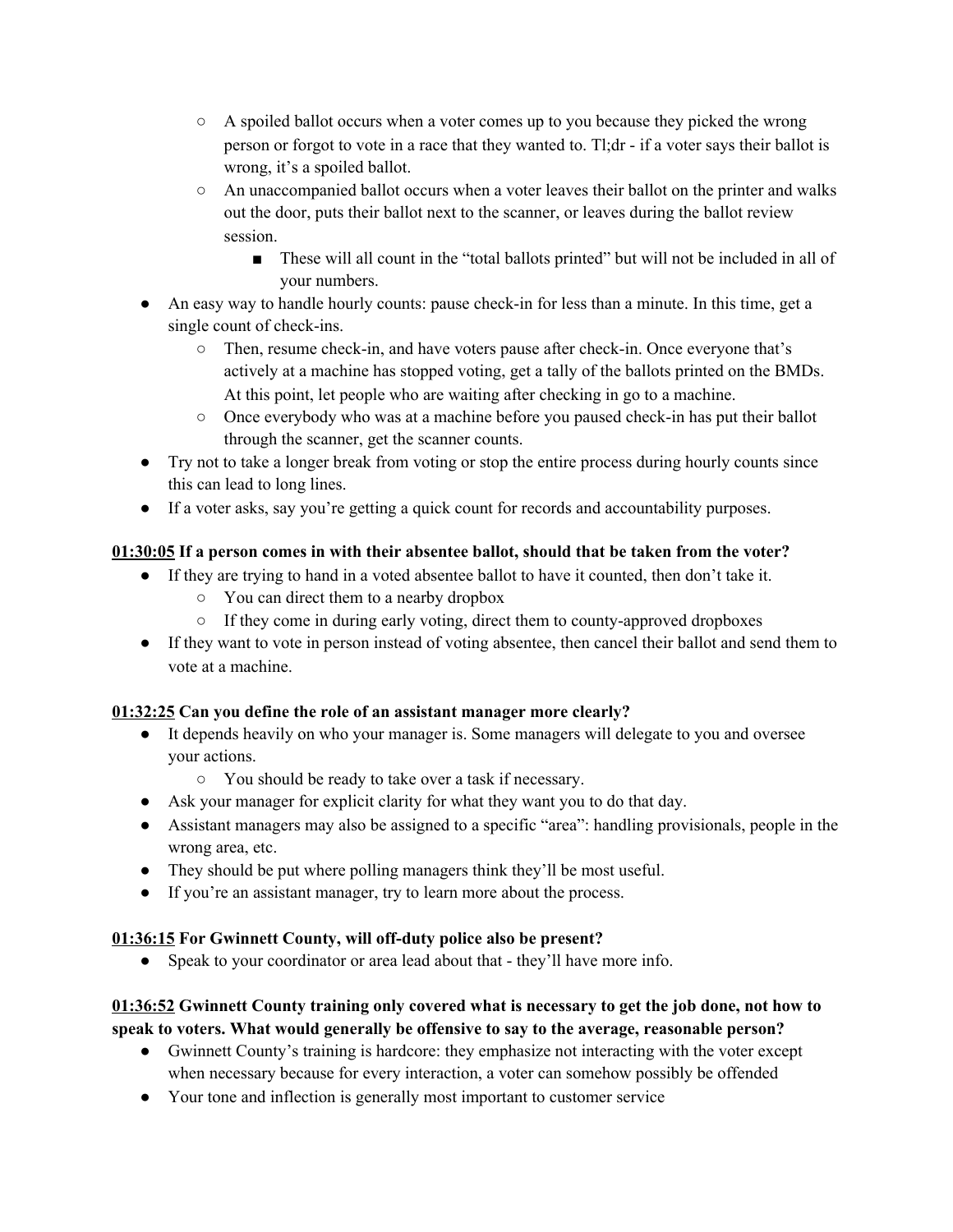- A spoiled ballot occurs when a voter comes up to you because they picked the wrong person or forgot to vote in a race that they wanted to. Tl;dr - if a voter says their ballot is wrong, it's a spoiled ballot.
    - An unaccompanied ballot occurs when a voter leaves their ballot on the printer and walks out the door, puts their ballot next to the scanner, or leaves during the ballot review session.
        - These will all count in the "total ballots printed" but will not be included in all of your numbers.
- An easy way to handle hourly counts: pause check-in for less than a minute. In this time, get a single count of check-ins.
    - Then, resume check-in, and have voters pause after check-in. Once everyone that's actively at a machine has stopped voting, get a tally of the ballots printed on the BMDs. At this point, let people who are waiting after checking in go to a machine.
    - Once everybody who was at a machine before you paused check-in has put their ballot through the scanner, get the scanner counts.
- Try not to take a longer break from voting or stop the entire process during hourly counts since this can lead to long lines.
- If a voter asks, say you're getting a quick count for records and accountability purposes.

**<u>01:30:05</u> If a person comes in with their absentee ballot, should that be taken from the voter?**

- If they are trying to hand in a voted absentee ballot to have it counted, then don't take it.
    - You can direct them to a nearby dropbox
    - If they come in during early voting, direct them to county-approved dropboxes
- If they want to vote in person instead of voting absentee, then cancel their ballot and send them to vote at a machine.

**<u>01:32:25</u> Can you define the role of an assistant manager more clearly?**

- It depends heavily on who your manager is. Some managers will delegate to you and oversee your actions.
    - You should be ready to take over a task if necessary.
- Ask your manager for explicit clarity for what they want you to do that day.
- Assistant managers may also be assigned to a specific "area": handling provisionals, people in the wrong area, etc.
- They should be put where polling managers think they'll be most useful.
- If you're an assistant manager, try to learn more about the process.

**<u>01:36:15</u> For Gwinnett County, will off-duty police also be present?**

- Speak to your coordinator or area lead about that - they'll have more info.

**<u>01:36:52</u> Gwinnett County training only covered what is necessary to get the job done, not how to speak to voters. What would generally be offensive to say to the average, reasonable person?**

- Gwinnett County's training is hardcore: they emphasize not interacting with the voter except when necessary because for every interaction, a voter can somehow possibly be offended
- Your tone and inflection is generally most important to customer service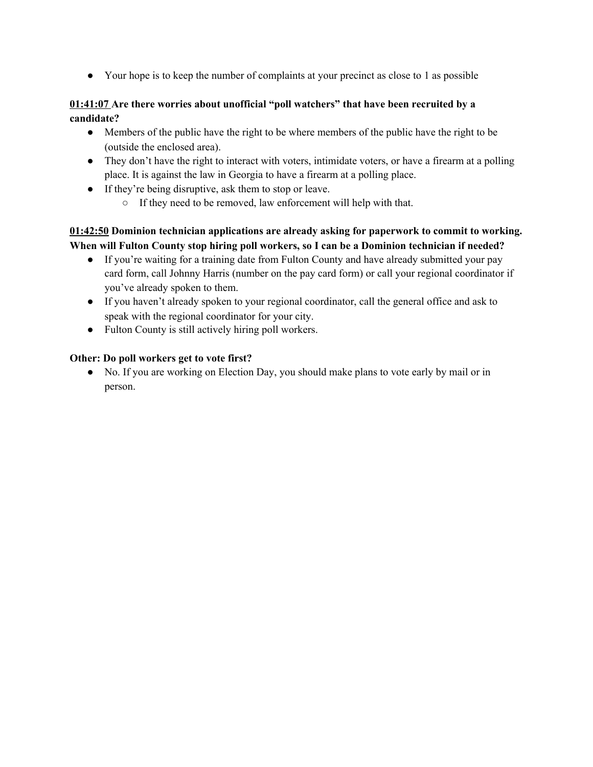- Your hope is to keep the number of complaints at your precinct as close to 1 as possible

**<u>01:41:07</u> Are there worries about unofficial "poll watchers" that have been recruited by a candidate?**

- Members of the public have the right to be where members of the public have the right to be (outside the enclosed area).
- They don't have the right to interact with voters, intimidate voters, or have a firearm at a polling place. It is against the law in Georgia to have a firearm at a polling place.
- If they're being disruptive, ask them to stop or leave.
  - If they need to be removed, law enforcement will help with that.

**<u>01:42:50</u> Dominion technician applications are already asking for paperwork to commit to working. When will Fulton County stop hiring poll workers, so I can be a Dominion technician if needed?**

- If you're waiting for a training date from Fulton County and have already submitted your pay card form, call Johnny Harris (number on the pay card form) or call your regional coordinator if you've already spoken to them.
- If you haven't already spoken to your regional coordinator, call the general office and ask to speak with the regional coordinator for your city.
- Fulton County is still actively hiring poll workers.

**Other: Do poll workers get to vote first?**

- No. If you are working on Election Day, you should make plans to vote early by mail or in person.